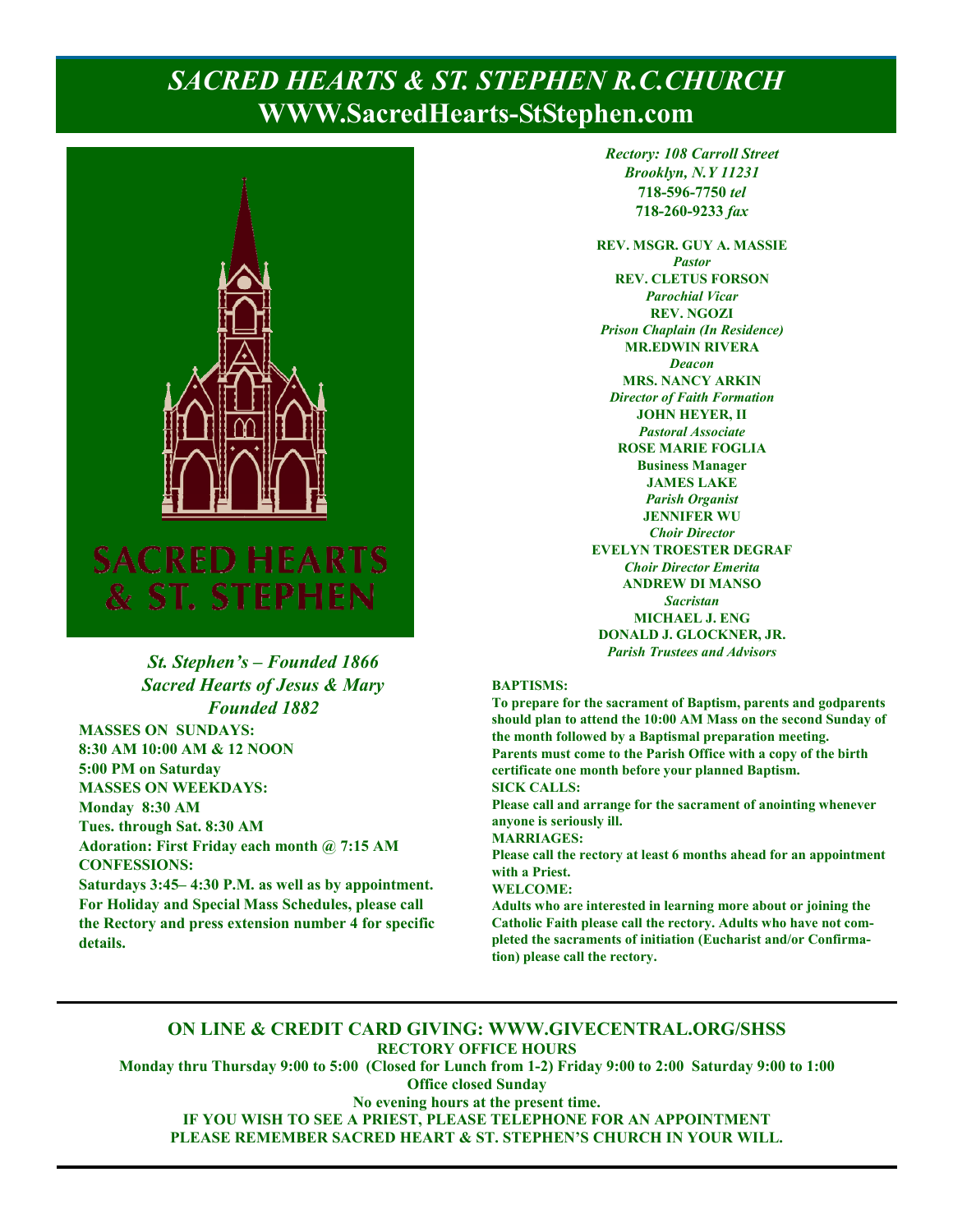# *SACRED HEARTS & ST. STEPHEN R.C.CHURCH*
## WWW.SacredHearts-StStephen.com

SACRED HEARTS & ST. STEPHEN

***St. Stephen's – Founded 1866***
***Sacred Hearts of Jesus & Mary***
***Founded 1882***

**MASSES ON SUNDAYS:**
**8:30 AM 10:00 AM & 12 NOON**
**5:00 PM on Saturday**
**MASSES ON WEEKDAYS:**
**Monday 8:30 AM**
**Tues. through Sat. 8:30 AM**
**Adoration: First Friday each month @ 7:15 AM**
**CONFESSIONS:**
**Saturdays 3:45– 4:30 P.M. as well as by appointment.**
**For Holiday and Special Mass Schedules, please call the Rectory and press extension number 4 for specific details.**

***Rectory: 108 Carroll Street***
***Brooklyn, N.Y 11231***
**718-596-7750** ***tel***
**718-260-9233** ***fax***

**REV. MSGR. GUY A. MASSIE**
*Pastor*
**REV. CLETUS FORSON**
*Parochial Vicar*
**REV. NGOZI**
*Prison Chaplain (In Residence)*
**MR.EDWIN RIVERA**
*Deacon*
**MRS. NANCY ARKIN**
*Director of Faith Formation*
**JOHN HEYER, II**
*Pastoral Associate*
**ROSE MARIE FOGLIA**
**Business Manager**
**JAMES LAKE**
*Parish Organist*
**JENNIFER WU**
*Choir Director*
**EVELYN TROESTER DEGRAF**
*Choir Director Emerita*
**ANDREW DI MANSO**
*Sacristan*
**MICHAEL J. ENG**
**DONALD J. GLOCKNER, JR.**
*Parish Trustees and Advisors*

**BAPTISMS:**
**To prepare for the sacrament of Baptism, parents and godparents should plan to attend the 10:00 AM Mass on the second Sunday of the month followed by a Baptismal preparation meeting. Parents must come to the Parish Office with a copy of the birth certificate one month before your planned Baptism.**
**SICK CALLS:**
**Please call and arrange for the sacrament of anointing whenever anyone is seriously ill.**
**MARRIAGES:**
**Please call the rectory at least 6 months ahead for an appointment with a Priest.**
**WELCOME:**
**Adults who are interested in learning more about or joining the Catholic Faith please call the rectory. Adults who have not completed the sacraments of initiation (Eucharist and/or Confirmation) please call the rectory.**

---

## ON LINE & CREDIT CARD GIVING: WWW.GIVECENTRAL.ORG/SHSS

**RECTORY OFFICE HOURS**
**Monday thru Thursday 9:00 to 5:00 (Closed for Lunch from 1-2) Friday 9:00 to 2:00 Saturday 9:00 to 1:00**
**Office closed Sunday**
**No evening hours at the present time.**
**IF YOU WISH TO SEE A PRIEST, PLEASE TELEPHONE FOR AN APPOINTMENT**
**PLEASE REMEMBER SACRED HEART & ST. STEPHEN'S CHURCH IN YOUR WILL.**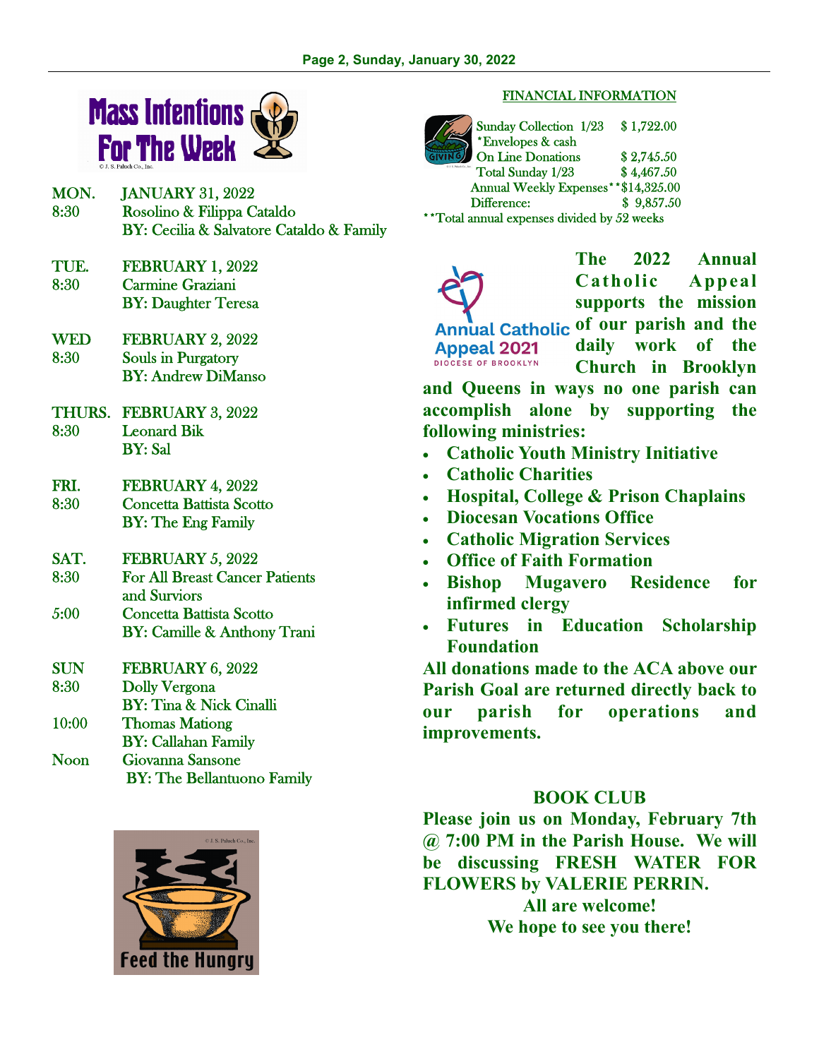## Mass Intentions For The Week

**MON.** JANUARY 31, 2022
8:30 Rosolino & Filippa Cataldo
BY: Cecilia & Salvatore Cataldo & Family

**TUE.** FEBRUARY 1, 2022
8:30 Carmine Graziani
BY: Daughter Teresa

**WED** FEBRUARY 2, 2022
8:30 Souls in Purgatory
BY: Andrew DiManso

**THURS.** FEBRUARY 3, 2022
8:30 Leonard Bik
BY: Sal

**FRI.** FEBRUARY 4, 2022
8:30 Concetta Battista Scotto
BY: The Eng Family

**SAT.** FEBRUARY 5, 2022
8:30 For All Breast Cancer Patients and Surviors
5:00 Concetta Battista Scotto
BY: Camille & Anthony Trani

**SUN** FEBRUARY 6, 2022
8:30 Dolly Vergona
BY: Tina & Nick Cinalli
10:00 Thomas Mationg
BY: Callahan Family
Noon Giovanna Sansone
BY: The Bellantuono Family

Feed the Hungry

## FINANCIAL INFORMATION

| | |
|---|---|
| Sunday Collection 1/23 *Envelopes & cash | $ 1,722.00 |
| On Line Donations | $ 2,745.50 |
| Total Sunday 1/23 | $ 4,467.50 |
| Annual Weekly Expenses** | $14,325.00 |
| Difference: | $ 9,857.50 |

**Total annual expenses divided by 52 weeks

Annual Catholic Appeal 2021
DIOCESE OF BROOKLYN

**The 2022 Annual Catholic Appeal supports the mission of our parish and the daily work of the Church in Brooklyn and Queens in ways no one parish can accomplish alone by supporting the following ministries:**

- **Catholic Youth Ministry Initiative**
- **Catholic Charities**
- **Hospital, College & Prison Chaplains**
- **Diocesan Vocations Office**
- **Catholic Migration Services**
- **Office of Faith Formation**
- **Bishop Mugavero Residence for infirmed clergy**
- **Futures in Education Scholarship Foundation**

**All donations made to the ACA above our Parish Goal are returned directly back to our parish for operations and improvements.**

## BOOK CLUB

**Please join us on Monday, February 7th @ 7:00 PM in the Parish House. We will be discussing FRESH WATER FOR FLOWERS by VALERIE PERRIN.**

**All are welcome!**
**We hope to see you there!**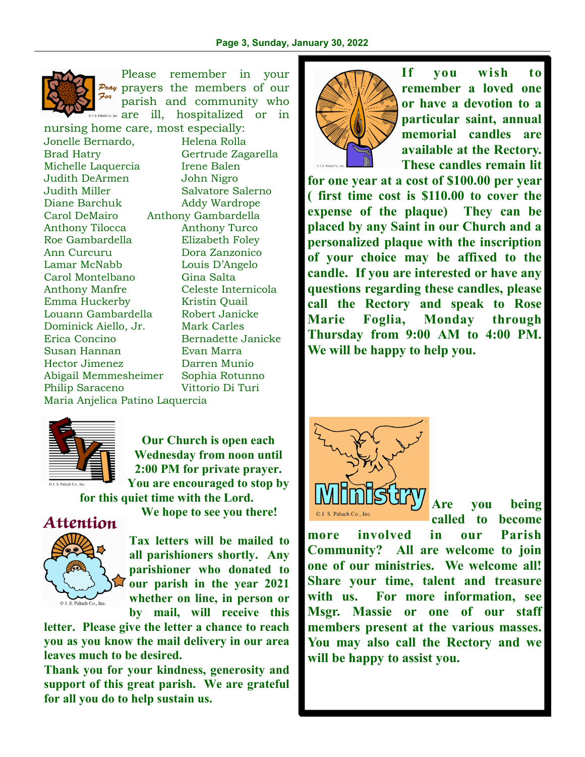Please remember in your prayers the members of our parish and community who are ill, hospitalized or in nursing home care, most especially:

Jonelle Bernardo, Helena Rolla
Brad Hatry Gertrude Zagarella
Michelle Laquercia Irene Balen
Judith DeArmen John Nigro
Judith Miller Salvatore Salerno
Diane Barchuk Addy Wardrope
Carol DeMairo Anthony Gambardella
Anthony Tilocca Anthony Turco
Roe Gambardella Elizabeth Foley
Ann Curcuru Dora Zanzonico
Lamar McNabb Louis D'Angelo
Carol Montelbano Gina Salta
Anthony Manfre Celeste Internicola
Emma Huckerby Kristin Quail
Louann Gambardella Robert Janicke
Dominick Aiello, Jr. Mark Carles
Erica Concino Bernadette Janicke
Susan Hannan Evan Marra
Hector Jimenez Darren Munio
Abigail Memmesheimer Sophia Rotunno
Philip Saraceno Vittorio Di Turi
Maria Anjelica Patino Laquercia

**Our Church is open each Wednesday from noon until 2:00 PM for private prayer. You are encouraged to stop by for this quiet time with the Lord. We hope to see you there!**

## Attention

**Tax letters will be mailed to all parishioners shortly. Any parishioner who donated to our parish in the year 2021 whether on line, in person or by mail, will receive this letter. Please give the letter a chance to reach you as you know the mail delivery in our area leaves much to be desired.**

**Thank you for your kindness, generosity and support of this great parish. We are grateful for all you do to help sustain us.**

**If you wish to remember a loved one or have a devotion to a particular saint, annual memorial candles are available at the Rectory. These candles remain lit for one year at a cost of $100.00 per year ( first time cost is $110.00 to cover the expense of the plaque) They can be placed by any Saint in our Church and a personalized plaque with the inscription of your choice may be affixed to the candle. If you are interested or have any questions regarding these candles, please call the Rectory and speak to Rose Marie Foglia, Monday through Thursday from 9:00 AM to 4:00 PM. We will be happy to help you.**

## Ministry

**Are you being called to become more involved in our Parish Community? All are welcome to join one of our ministries. We welcome all! Share your time, talent and treasure with us. For more information, see Msgr. Massie or one of our staff members present at the various masses. You may also call the Rectory and we will be happy to assist you.**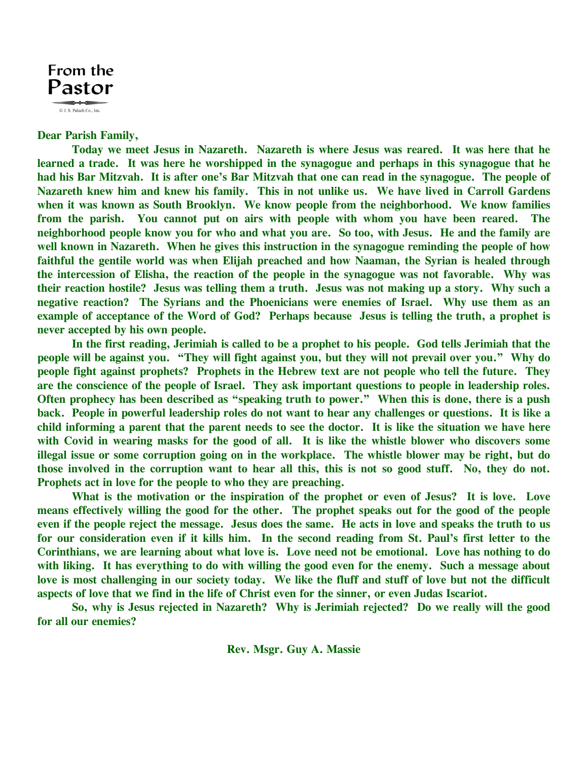# From the Pastor

© J. S. Paluch Co., Inc.

**Dear Parish Family,**

**Today we meet Jesus in Nazareth. Nazareth is where Jesus was reared. It was here that he learned a trade. It was here he worshipped in the synagogue and perhaps in this synagogue that he had his Bar Mitzvah. It is after one's Bar Mitzvah that one can read in the synagogue. The people of Nazareth knew him and knew his family. This in not unlike us. We have lived in Carroll Gardens when it was known as South Brooklyn. We know people from the neighborhood. We know families from the parish. You cannot put on airs with people with whom you have been reared. The neighborhood people know you for who and what you are. So too, with Jesus. He and the family are well known in Nazareth. When he gives this instruction in the synagogue reminding the people of how faithful the gentile world was when Elijah preached and how Naaman, the Syrian is healed through the intercession of Elisha, the reaction of the people in the synagogue was not favorable. Why was their reaction hostile? Jesus was telling them a truth. Jesus was not making up a story. Why such a negative reaction? The Syrians and the Phoenicians were enemies of Israel. Why use them as an example of acceptance of the Word of God? Perhaps because Jesus is telling the truth, a prophet is never accepted by his own people.**

**In the first reading, Jerimiah is called to be a prophet to his people. God tells Jerimiah that the people will be against you. "They will fight against you, but they will not prevail over you." Why do people fight against prophets? Prophets in the Hebrew text are not people who tell the future. They are the conscience of the people of Israel. They ask important questions to people in leadership roles. Often prophecy has been described as "speaking truth to power." When this is done, there is a push back. People in powerful leadership roles do not want to hear any challenges or questions. It is like a child informing a parent that the parent needs to see the doctor. It is like the situation we have here with Covid in wearing masks for the good of all. It is like the whistle blower who discovers some illegal issue or some corruption going on in the workplace. The whistle blower may be right, but do those involved in the corruption want to hear all this, this is not so good stuff. No, they do not. Prophets act in love for the people to who they are preaching.**

**What is the motivation or the inspiration of the prophet or even of Jesus? It is love. Love means effectively willing the good for the other. The prophet speaks out for the good of the people even if the people reject the message. Jesus does the same. He acts in love and speaks the truth to us for our consideration even if it kills him. In the second reading from St. Paul's first letter to the Corinthians, we are learning about what love is. Love need not be emotional. Love has nothing to do with liking. It has everything to do with willing the good even for the enemy. Such a message about love is most challenging in our society today. We like the fluff and stuff of love but not the difficult aspects of love that we find in the life of Christ even for the sinner, or even Judas Iscariot.**

**So, why is Jesus rejected in Nazareth? Why is Jerimiah rejected? Do we really will the good for all our enemies?**

**Rev. Msgr. Guy A. Massie**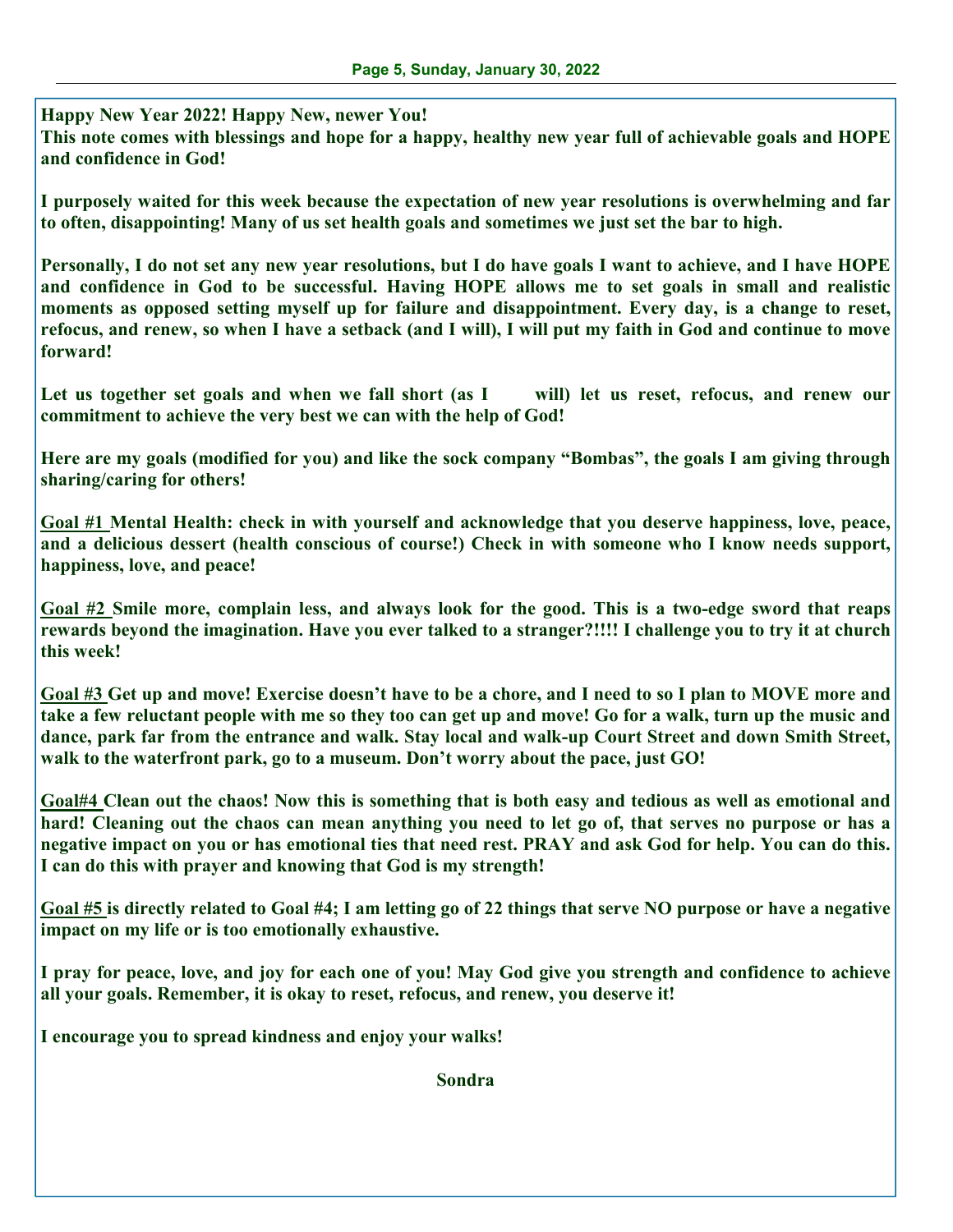**Happy New Year 2022! Happy New, newer You!**
**This note comes with blessings and hope for a happy, healthy new year full of achievable goals and HOPE and confidence in God!**

**I purposely waited for this week because the expectation of new year resolutions is overwhelming and far to often, disappointing! Many of us set health goals and sometimes we just set the bar to high.**

**Personally, I do not set any new year resolutions, but I do have goals I want to achieve, and I have HOPE and confidence in God to be successful. Having HOPE allows me to set goals in small and realistic moments as opposed setting myself up for failure and disappointment. Every day, is a change to reset, refocus, and renew, so when I have a setback (and I will), I will put my faith in God and continue to move forward!**

**Let us together set goals and when we fall short (as I will) let us reset, refocus, and renew our commitment to achieve the very best we can with the help of God!**

**Here are my goals (modified for you) and like the sock company "Bombas", the goals I am giving through sharing/caring for others!**

**<u>Goal #1</u> Mental Health: check in with yourself and acknowledge that you deserve happiness, love, peace, and a delicious dessert (health conscious of course!) Check in with someone who I know needs support, happiness, love, and peace!**

**<u>Goal #2</u> Smile more, complain less, and always look for the good. This is a two-edge sword that reaps rewards beyond the imagination. Have you ever talked to a stranger?!!!! I challenge you to try it at church this week!**

**<u>Goal #3</u> Get up and move! Exercise doesn't have to be a chore, and I need to so I plan to MOVE more and take a few reluctant people with me so they too can get up and move! Go for a walk, turn up the music and dance, park far from the entrance and walk. Stay local and walk-up Court Street and down Smith Street, walk to the waterfront park, go to a museum. Don't worry about the pace, just GO!**

**<u>Goal#4</u> Clean out the chaos! Now this is something that is both easy and tedious as well as emotional and hard! Cleaning out the chaos can mean anything you need to let go of, that serves no purpose or has a negative impact on you or has emotional ties that need rest. PRAY and ask God for help. You can do this. I can do this with prayer and knowing that God is my strength!**

**<u>Goal #5</u> is directly related to Goal #4; I am letting go of 22 things that serve NO purpose or have a negative impact on my life or is too emotionally exhaustive.**

**I pray for peace, love, and joy for each one of you! May God give you strength and confidence to achieve all your goals. Remember, it is okay to reset, refocus, and renew, you deserve it!**

**I encourage you to spread kindness and enjoy your walks!**

**Sondra**